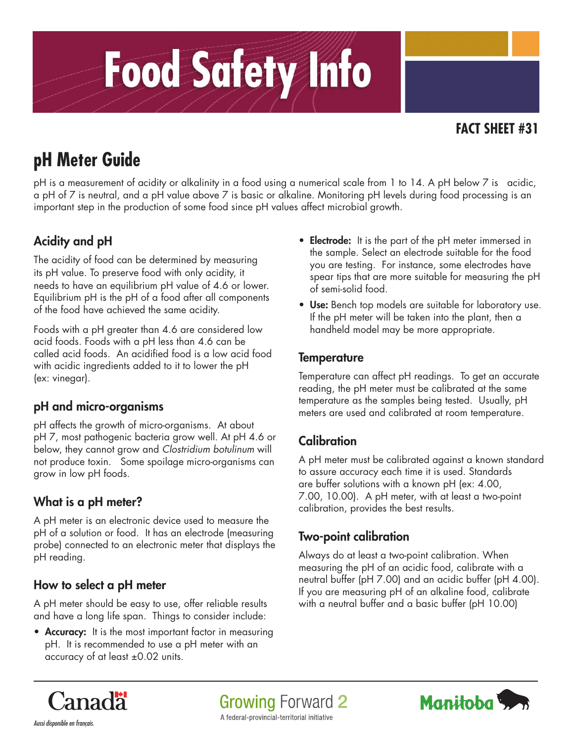# Food Safety Info

**FACT SHEET #31**

## pH Meter Guide

pH is a measurement of acidity or alkalinity in a food using a numerical scale from 1 to 14. A pH below 7 is acidic, a pH of 7 is neutral, and a pH value above 7 is basic or alkaline. Monitoring pH levels during food processing is an important step in the production of some food since pH values affect microbial growth.

### Acidity and pH

The acidity of food can be determined by measuring its pH value. To preserve food with only acidity, it needs to have an equilibrium pH value of 4.6 or lower. Equilibrium pH is the pH of a food after all components of the food have achieved the same acidity.

Foods with a pH greater than 4.6 are considered low acid foods. Foods with a pH less than 4.6 can be called acid foods. An acidified food is a low acid food with acidic ingredients added to it to lower the pH (ex: vinegar).

### pH and micro-organisms

pH affects the growth of micro-organisms. At about pH 7, most pathogenic bacteria grow well. At pH 4.6 or below, they cannot grow and *Clostridium botulinum* will not produce toxin. Some spoilage micro-organisms can grow in low pH foods.

### What is a pH meter?

A pH meter is an electronic device used to measure the pH of a solution or food. It has an electrode (measuring probe) connected to an electronic meter that displays the pH reading.

### How to select a pH meter

A pH meter should be easy to use, offer reliable results and have a long life span. Things to consider include:

- **Accuracy:** It is the most important factor in measuring pH. It is recommended to use a pH meter with an accuracy of at least ±0.02 units.
- **Electrode:** It is the part of the pH meter immersed in the sample. Select an electrode suitable for the food you are testing. For instance, some electrodes have spear tips that are more suitable for measuring the pH of semi-solid food.
- **Use:** Bench top models are suitable for laboratory use. If the pH meter will be taken into the plant, then a handheld model may be more appropriate.

### Temperature

Temperature can affect pH readings. To get an accurate reading, the pH meter must be calibrated at the same temperature as the samples being tested. Usually, pH meters are used and calibrated at room temperature.

### Calibration

A pH meter must be calibrated against a known standard to assure accuracy each time it is used. Standards are buffer solutions with a known pH (ex: 4.00, 7.00, 10.00). A pH meter, with at least a two-point calibration, provides the best results.

### Two-point calibration

Always do at least a two-point calibration. When measuring the pH of an acidic food, calibrate with a neutral buffer (pH 7.00) and an acidic buffer (pH 4.00). If you are measuring pH of an alkaline food, calibrate with a neutral buffer and a basic buffer (pH 10.00)

Canada | Growing Forward 2 — A federal-provincial-territorial initiative | Manitoba

*Aussi disponible en français.*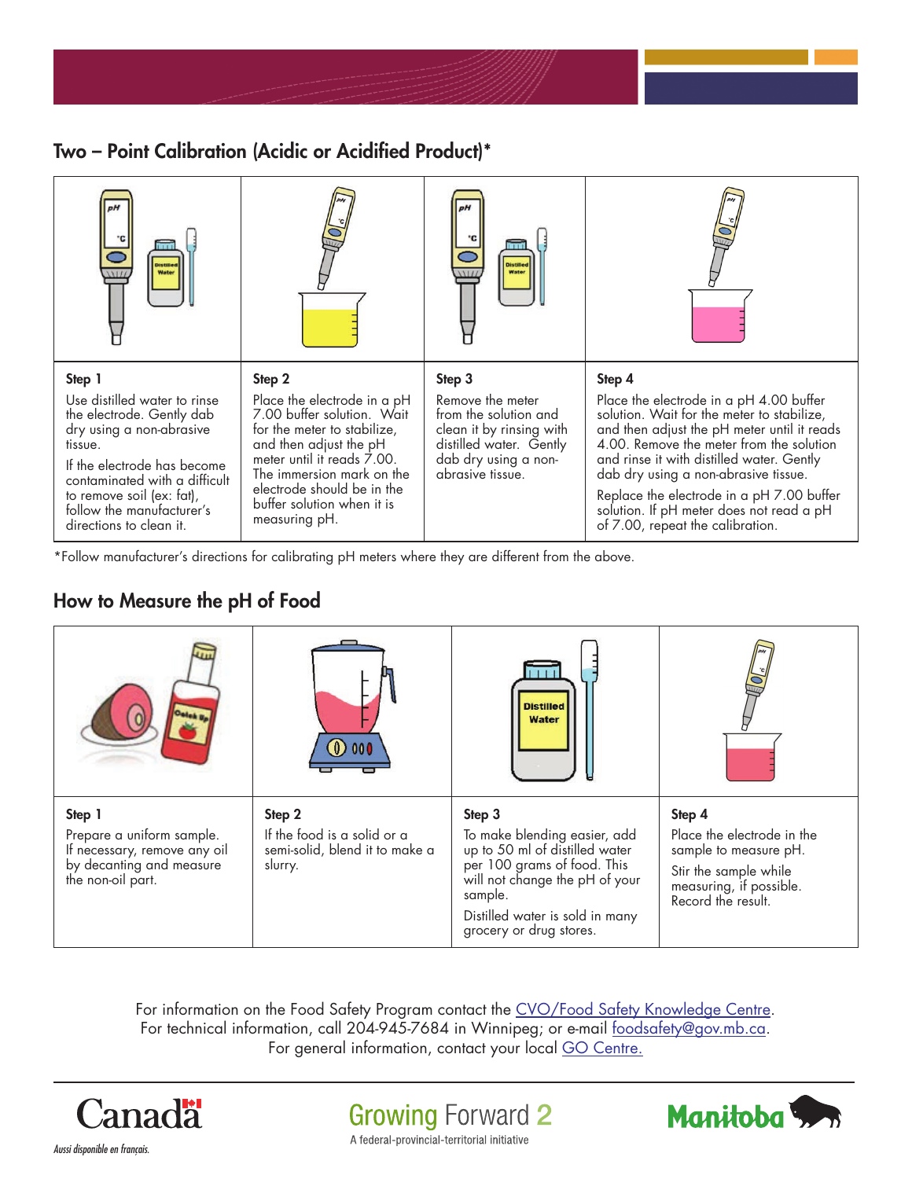## Two – Point Calibration (Acidic or Acidified Product)*

| Step 1 | Step 2 | Step 3 | Step 4 |
|---|---|---|---|
| Use distilled water to rinse the electrode. Gently dab dry using a non-abrasive tissue.<br><br>If the electrode has become contaminated with a difficult to remove soil (ex: fat), follow the manufacturer's directions to clean it. | Place the electrode in a pH 7.00 buffer solution. Wait for the meter to stabilize, and then adjust the pH meter until it reads 7.00. The immersion mark on the electrode should be in the buffer solution when it is measuring pH. | Remove the meter from the solution and clean it by rinsing with distilled water. Gently dab dry using a non-abrasive tissue. | Place the electrode in a pH 4.00 buffer solution. Wait for the meter to stabilize, and then adjust the pH meter until it reads 4.00. Remove the meter from the solution and rinse it with distilled water. Gently dab dry using a non-abrasive tissue.<br><br>Replace the electrode in a pH 7.00 buffer solution. If pH meter does not read a pH of 7.00, repeat the calibration. |

*Follow manufacturer's directions for calibrating pH meters where they are different from the above.

## How to Measure the pH of Food

| Step 1 | Step 2 | Step 3 | Step 4 |
|---|---|---|---|
| Prepare a uniform sample. If necessary, remove any oil by decanting and measure the non-oil part. | If the food is a solid or a semi-solid, blend it to make a slurry. | To make blending easier, add up to 50 ml of distilled water per 100 grams of food. This will not change the pH of your sample.<br><br>Distilled water is sold in many grocery or drug stores. | Place the electrode in the sample to measure pH.<br><br>Stir the sample while measuring, if possible. Record the result. |

For information on the Food Safety Program contact the CVO/Food Safety Knowledge Centre.
For technical information, call 204-945-7684 in Winnipeg; or e-mail foodsafety@gov.mb.ca.
For general information, contact your local GO Centre.

Canada — Growing Forward 2: A federal-provincial-territorial initiative — Manitoba

*Aussi disponible en français.*